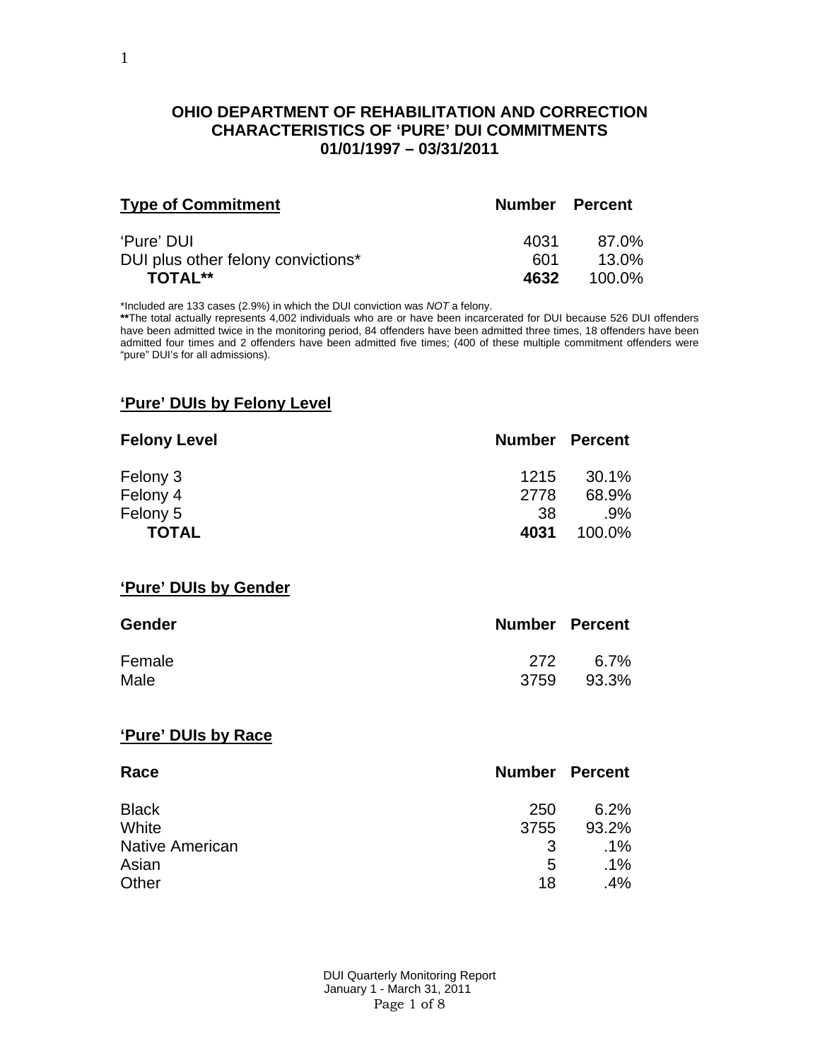# OHIO DEPARTMENT OF REHABILITATION AND CORRECTION
## CHARACTERISTICS OF 'PURE' DUI COMMITMENTS
### 01/01/1997 – 03/31/2011

| Type of Commitment | Number | Percent |
|---|---|---|
| 'Pure' DUI | 4031 | 87.0% |
| DUI plus other felony convictions* | 601 | 13.0% |
| **TOTAL**** | **4632** | 100.0% |

*Included are 133 cases (2.9%) in which the DUI conviction was *NOT* a felony.
**The total actually represents 4,002 individuals who are or have been incarcerated for DUI because 526 DUI offenders have been admitted twice in the monitoring period, 84 offenders have been admitted three times, 18 offenders have been admitted four times and 2 offenders have been admitted five times; (400 of these multiple commitment offenders were "pure" DUI's for all admissions).

## 'Pure' DUIs by Felony Level

| Felony Level | Number | Percent |
|---|---|---|
| Felony 3 | 1215 | 30.1% |
| Felony 4 | 2778 | 68.9% |
| Felony 5 | 38 | .9% |
| **TOTAL** | **4031** | 100.0% |

## 'Pure' DUIs by Gender

| Gender | Number | Percent |
|---|---|---|
| Female | 272 | 6.7% |
| Male | 3759 | 93.3% |

## 'Pure' DUIs by Race

| Race | Number | Percent |
|---|---|---|
| Black | 250 | 6.2% |
| White | 3755 | 93.2% |
| Native American | 3 | .1% |
| Asian | 5 | .1% |
| Other | 18 | .4% |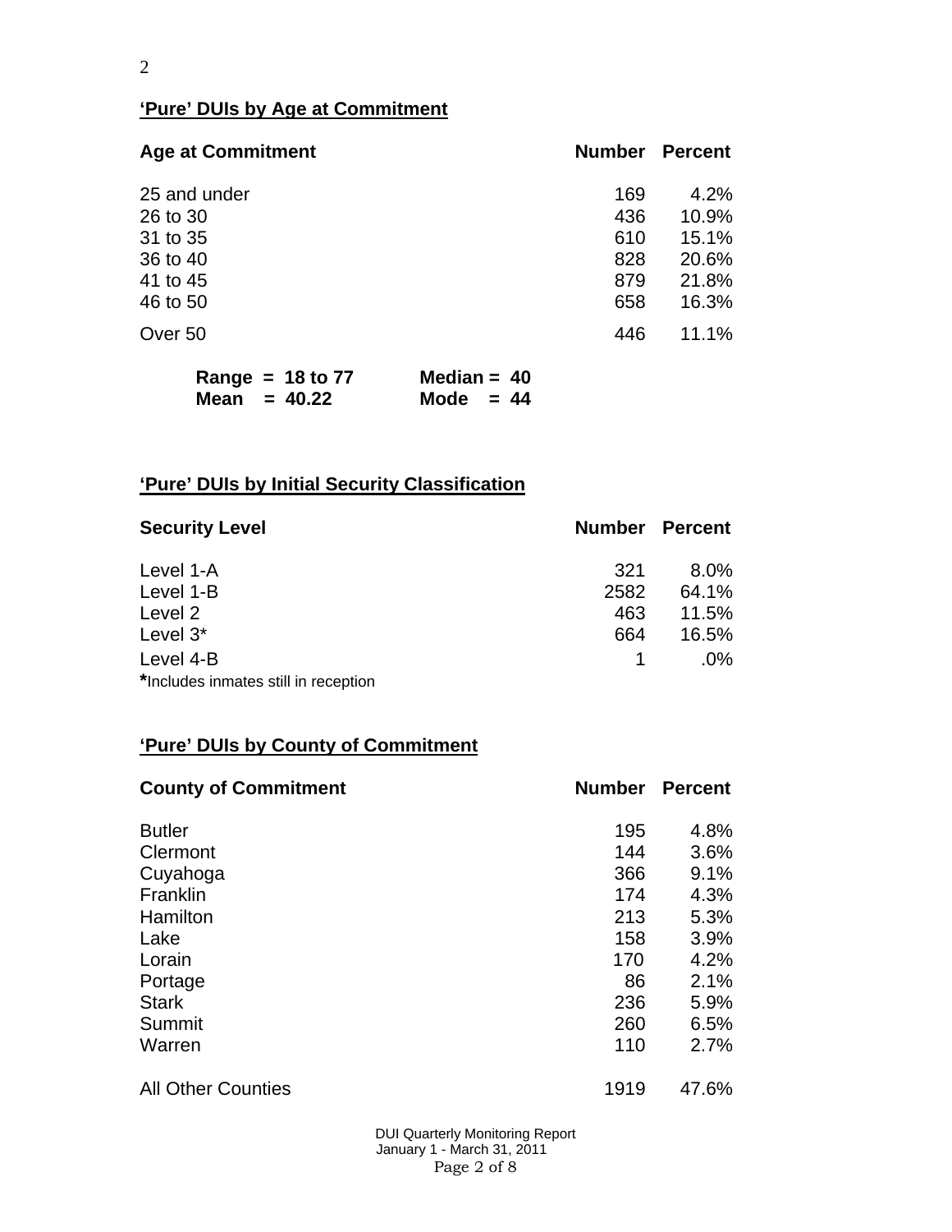## 'Pure' DUIs by Age at Commitment

| Age at Commitment | Number | Percent |
|---|---|---|
| 25 and under | 169 | 4.2% |
| 26 to 30 | 436 | 10.9% |
| 31 to 35 | 610 | 15.1% |
| 36 to 40 | 828 | 20.6% |
| 41 to 45 | 879 | 21.8% |
| 46 to 50 | 658 | 16.3% |
| Over 50 | 446 | 11.1% |

**Range = 18 to 77** **Median = 40**
**Mean = 40.22** **Mode = 44**

## 'Pure' DUIs by Initial Security Classification

| Security Level | Number | Percent |
|---|---|---|
| Level 1-A | 321 | 8.0% |
| Level 1-B | 2582 | 64.1% |
| Level 2 | 463 | 11.5% |
| Level 3* | 664 | 16.5% |
| Level 4-B | 1 | .0% |

**\***Includes inmates still in reception

## 'Pure' DUIs by County of Commitment

| County of Commitment | Number | Percent |
|---|---|---|
| Butler | 195 | 4.8% |
| Clermont | 144 | 3.6% |
| Cuyahoga | 366 | 9.1% |
| Franklin | 174 | 4.3% |
| Hamilton | 213 | 5.3% |
| Lake | 158 | 3.9% |
| Lorain | 170 | 4.2% |
| Portage | 86 | 2.1% |
| Stark | 236 | 5.9% |
| Summit | 260 | 6.5% |
| Warren | 110 | 2.7% |
| All Other Counties | 1919 | 47.6% |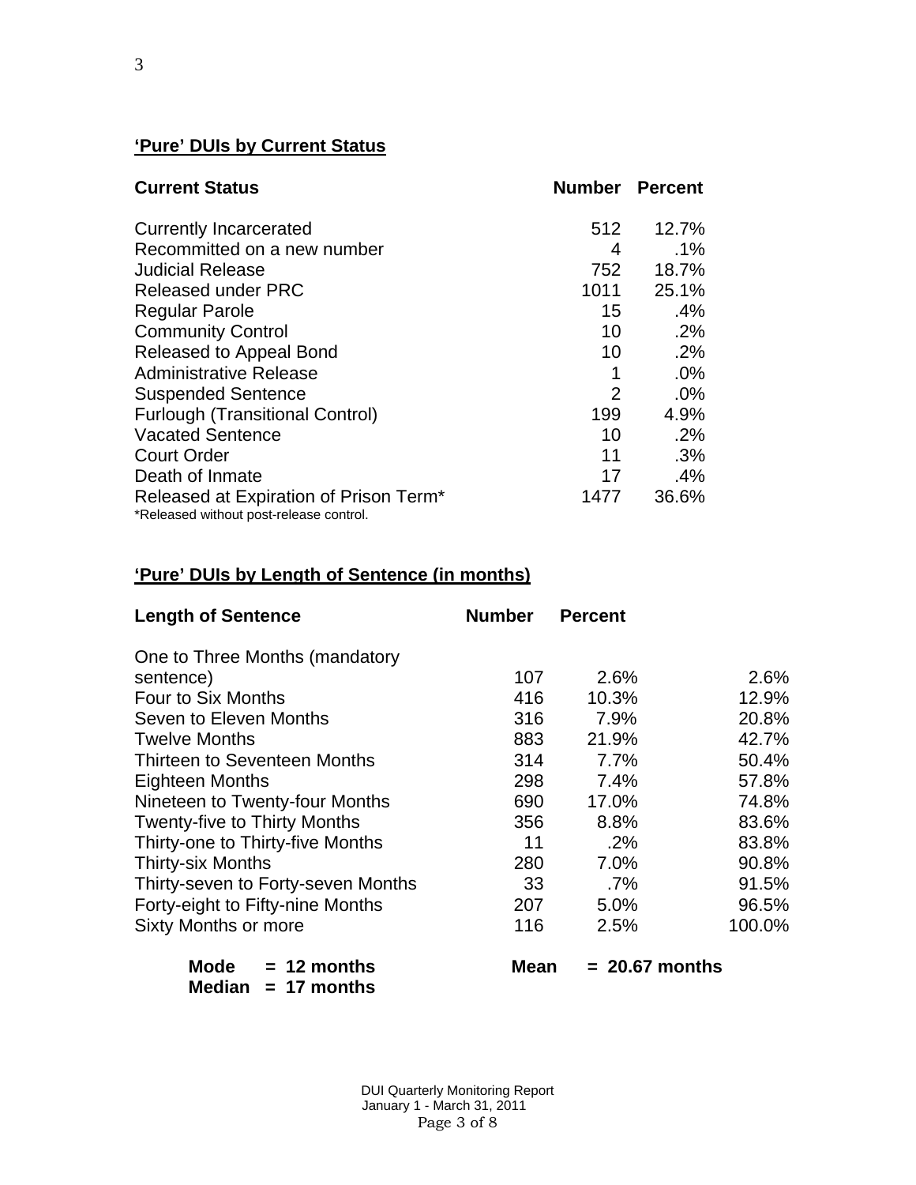## 'Pure' DUIs by Current Status

| Current Status | Number | Percent |
|---|---|---|
| Currently Incarcerated | 512 | 12.7% |
| Recommitted on a new number | 4 | .1% |
| Judicial Release | 752 | 18.7% |
| Released under PRC | 1011 | 25.1% |
| Regular Parole | 15 | .4% |
| Community Control | 10 | .2% |
| Released to Appeal Bond | 10 | .2% |
| Administrative Release | 1 | .0% |
| Suspended Sentence | 2 | .0% |
| Furlough (Transitional Control) | 199 | 4.9% |
| Vacated Sentence | 10 | .2% |
| Court Order | 11 | .3% |
| Death of Inmate | 17 | .4% |
| Released at Expiration of Prison Term* | 1477 | 36.6% |

*Released without post-release control.

## 'Pure' DUIs by Length of Sentence (in months)

| Length of Sentence | Number | Percent | |
|---|---|---|---|
| One to Three Months (mandatory sentence) | 107 | 2.6% | 2.6% |
| Four to Six Months | 416 | 10.3% | 12.9% |
| Seven to Eleven Months | 316 | 7.9% | 20.8% |
| Twelve Months | 883 | 21.9% | 42.7% |
| Thirteen to Seventeen Months | 314 | 7.7% | 50.4% |
| Eighteen Months | 298 | 7.4% | 57.8% |
| Nineteen to Twenty-four Months | 690 | 17.0% | 74.8% |
| Twenty-five to Thirty Months | 356 | 8.8% | 83.6% |
| Thirty-one to Thirty-five Months | 11 | .2% | 83.8% |
| Thirty-six Months | 280 | 7.0% | 90.8% |
| Thirty-seven to Forty-seven Months | 33 | .7% | 91.5% |
| Forty-eight to Fifty-nine Months | 207 | 5.0% | 96.5% |
| Sixty Months or more | 116 | 2.5% | 100.0% |

**Mode = 12 months**  **Mean = 20.67 months**
**Median = 17 months**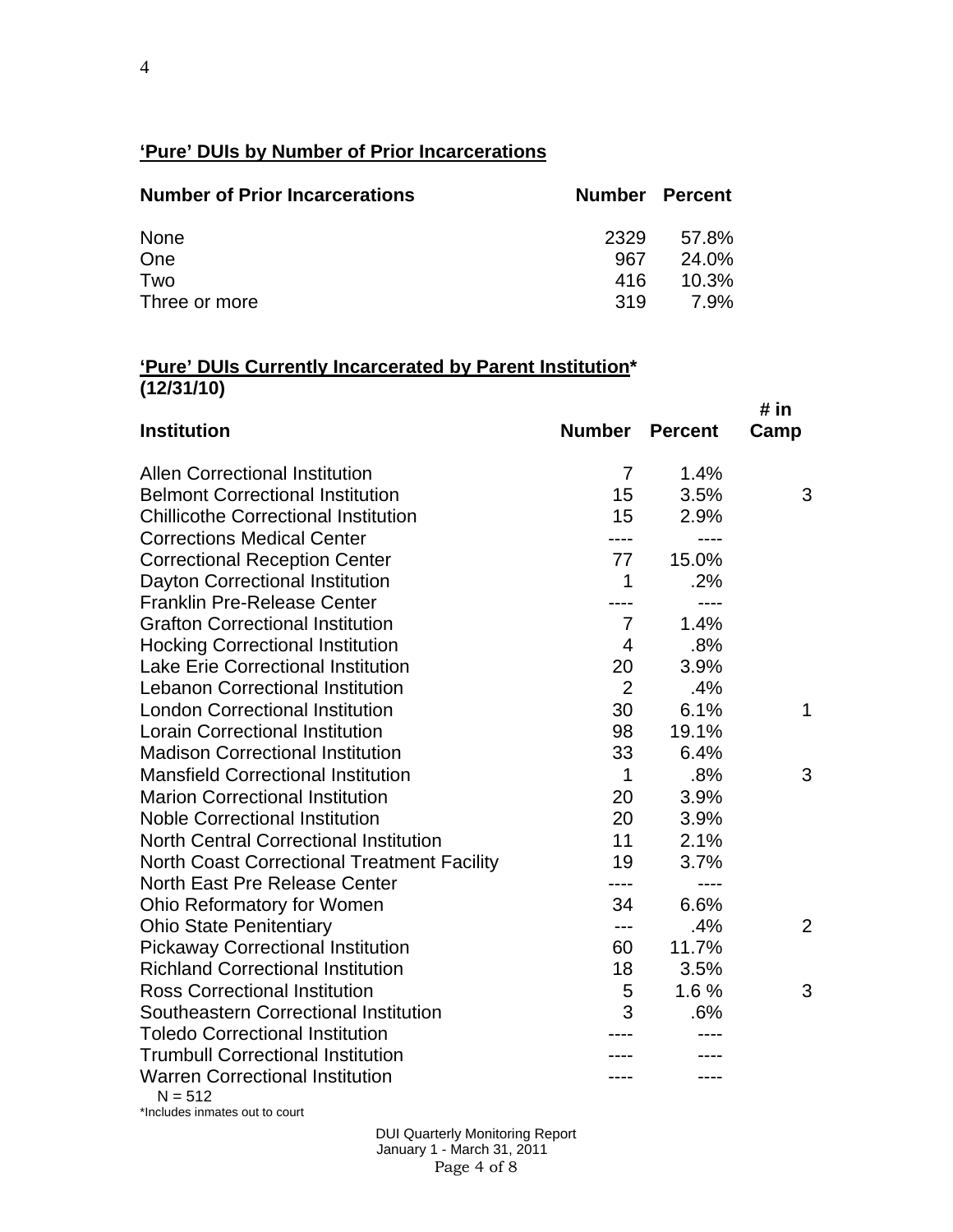## 'Pure' DUIs by Number of Prior Incarcerations

| Number of Prior Incarcerations | Number | Percent |
|---|---|---|
| None | 2329 | 57.8% |
| One | 967 | 24.0% |
| Two | 416 | 10.3% |
| Three or more | 319 | 7.9% |

## 'Pure' DUIs Currently Incarcerated by Parent Institution* (12/31/10)

| Institution | Number | Percent | # in Camp |
|---|---|---|---|
| Allen Correctional Institution | 7 | 1.4% | |
| Belmont Correctional Institution | 15 | 3.5% | 3 |
| Chillicothe Correctional Institution | 15 | 2.9% | |
| Corrections Medical Center | ---- | ---- | |
| Correctional Reception Center | 77 | 15.0% | |
| Dayton Correctional Institution | 1 | .2% | |
| Franklin Pre-Release Center | ---- | ---- | |
| Grafton Correctional Institution | 7 | 1.4% | |
| Hocking Correctional Institution | 4 | .8% | |
| Lake Erie Correctional Institution | 20 | 3.9% | |
| Lebanon Correctional Institution | 2 | .4% | |
| London Correctional Institution | 30 | 6.1% | 1 |
| Lorain Correctional Institution | 98 | 19.1% | |
| Madison Correctional Institution | 33 | 6.4% | |
| Mansfield Correctional Institution | 1 | .8% | 3 |
| Marion Correctional Institution | 20 | 3.9% | |
| Noble Correctional Institution | 20 | 3.9% | |
| North Central Correctional Institution | 11 | 2.1% | |
| North Coast Correctional Treatment Facility | 19 | 3.7% | |
| North East Pre Release Center | ---- | ---- | |
| Ohio Reformatory for Women | 34 | 6.6% | |
| Ohio State Penitentiary | --- | .4% | 2 |
| Pickaway Correctional Institution | 60 | 11.7% | |
| Richland Correctional Institution | 18 | 3.5% | |
| Ross Correctional Institution | 5 | 1.6 % | 3 |
| Southeastern Correctional Institution | 3 | .6% | |
| Toledo Correctional Institution | ---- | ---- | |
| Trumbull Correctional Institution | ---- | ---- | |
| Warren Correctional Institution | ---- | ---- | |

N = 512

*Includes inmates out to court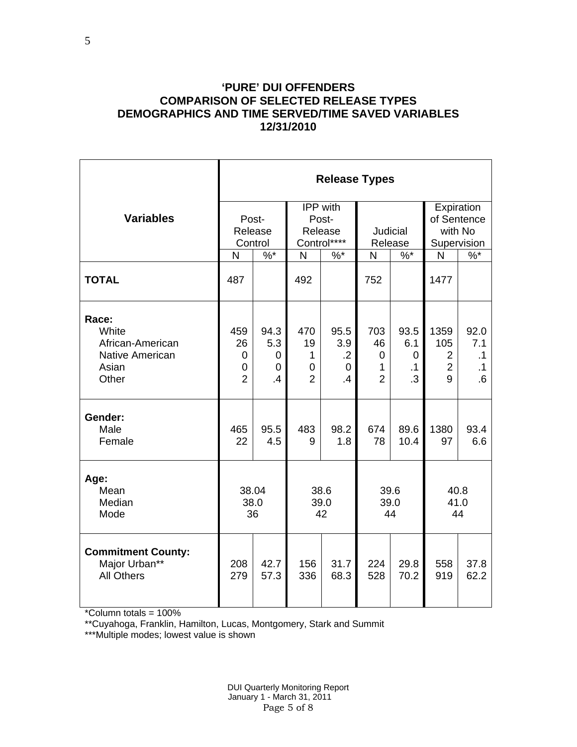**'PURE' DUI OFFENDERS**
**COMPARISON OF SELECTED RELEASE TYPES**
**DEMOGRAPHICS AND TIME SERVED/TIME SAVED VARIABLES**
**12/31/2010**

| Variables | Release Types | | | | | | | |
|---|---|---|---|---|---|---|---|---|
| | Post-Release Control | | IPP with Post-Release Control**** | | Judicial Release | | Expiration of Sentence with No Supervision | |
| | N | %* | N | %* | N | %* | N | %* |
| **TOTAL** | 487 | | 492 | | 752 | | 1477 | |
| **Race:** | | | | | | | | |
| White | 459 | 94.3 | 470 | 95.5 | 703 | 93.5 | 1359 | 92.0 |
| African-American | 26 | 5.3 | 19 | 3.9 | 46 | 6.1 | 105 | 7.1 |
| Native American | 0 | 0 | 1 | .2 | 0 | 0 | 2 | .1 |
| Asian | 0 | 0 | 0 | 0 | 1 | .1 | 2 | .1 |
| Other | 2 | .4 | 2 | .4 | 2 | .3 | 9 | .6 |
| **Gender:** | | | | | | | | |
| Male | 465 | 95.5 | 483 | 98.2 | 674 | 89.6 | 1380 | 93.4 |
| Female | 22 | 4.5 | 9 | 1.8 | 78 | 10.4 | 97 | 6.6 |
| **Age:** | | | | | | | | |
| Mean | 38.04 | | 38.6 | | 39.6 | | 40.8 | |
| Median | 38.0 | | 39.0 | | 39.0 | | 41.0 | |
| Mode | 36 | | 42 | | 44 | | 44 | |
| **Commitment County:** | | | | | | | | |
| Major Urban** | 208 | 42.7 | 156 | 31.7 | 224 | 29.8 | 558 | 37.8 |
| All Others | 279 | 57.3 | 336 | 68.3 | 528 | 70.2 | 919 | 62.2 |

*Column totals = 100%

**Cuyahoga, Franklin, Hamilton, Lucas, Montgomery, Stark and Summit

***Multiple modes; lowest value is shown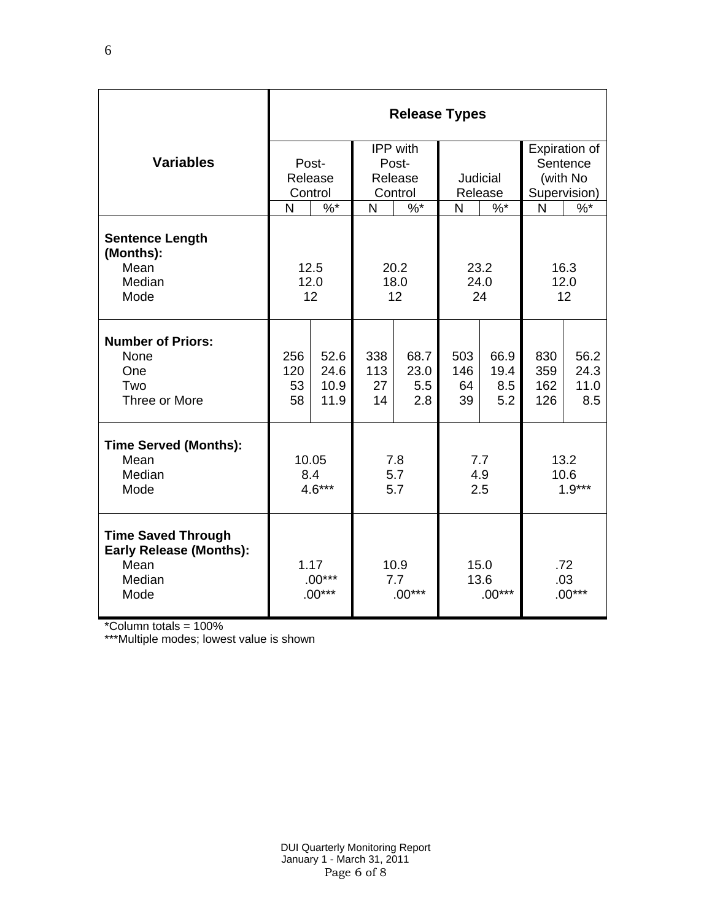| Variables | Release Types | | | | | | | |
|---|---|---|---|---|---|---|---|---|
| | Post-Release Control | | IPP with Post-Release Control | | Judicial Release | | Expiration of Sentence (with No Supervision) | |
| | N | %* | N | %* | N | %* | N | %* |
| **Sentence Length (Months):** | | | | | | | | |
| Mean | 12.5 | | 20.2 | | 23.2 | | 16.3 | |
| Median | 12.0 | | 18.0 | | 24.0 | | 12.0 | |
| Mode | 12 | | 12 | | 24 | | 12 | |
| **Number of Priors:** | | | | | | | | |
| None | 256 | 52.6 | 338 | 68.7 | 503 | 66.9 | 830 | 56.2 |
| One | 120 | 24.6 | 113 | 23.0 | 146 | 19.4 | 359 | 24.3 |
| Two | 53 | 10.9 | 27 | 5.5 | 64 | 8.5 | 162 | 11.0 |
| Three or More | 58 | 11.9 | 14 | 2.8 | 39 | 5.2 | 126 | 8.5 |
| **Time Served (Months):** | | | | | | | | |
| Mean | 10.05 | | 7.8 | | 7.7 | | 13.2 | |
| Median | 8.4 | | 5.7 | | 4.9 | | 10.6 | |
| Mode | 4.6*** | | 5.7 | | 2.5 | | 1.9*** | |
| **Time Saved Through Early Release (Months):** | | | | | | | | |
| Mean | 1.17 | | 10.9 | | 15.0 | | .72 | |
| Median | .00*** | | 7.7 | | 13.6 | | .03 | |
| Mode | .00*** | | .00*** | | .00*** | | .00*** | |

*Column totals = 100%
***Multiple modes; lowest value is shown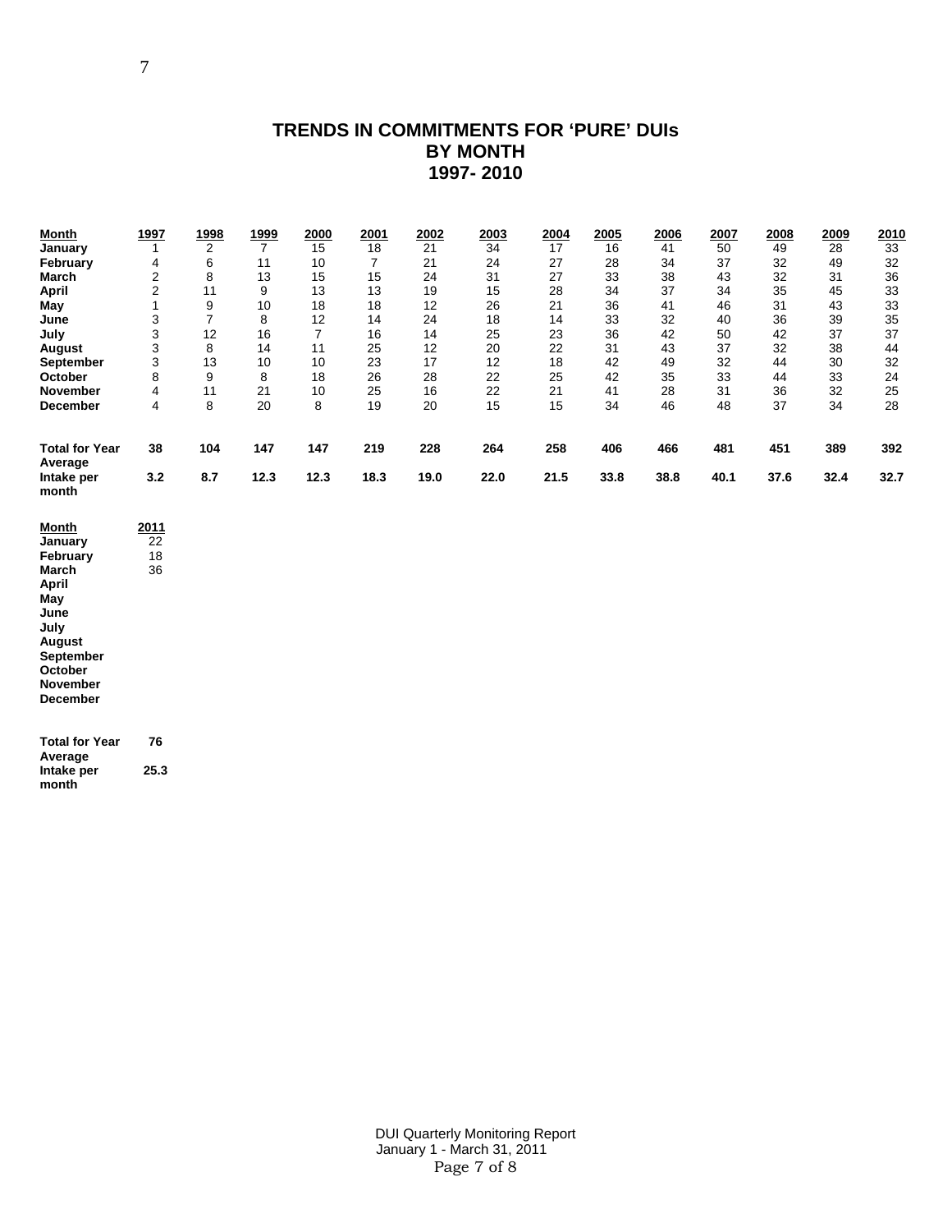# TRENDS IN COMMITMENTS FOR 'PURE' DUIs BY MONTH 1997- 2010

| Month | 1997 | 1998 | 1999 | 2000 | 2001 | 2002 | 2003 | 2004 | 2005 | 2006 | 2007 | 2008 | 2009 | 2010 |
|---|---|---|---|---|---|---|---|---|---|---|---|---|---|---|
| **January** | 1 | 2 | 7 | 15 | 18 | 21 | 34 | 17 | 16 | 41 | 50 | 49 | 28 | 33 |
| **February** | 4 | 6 | 11 | 10 | 7 | 21 | 24 | 27 | 28 | 34 | 37 | 32 | 49 | 32 |
| **March** | 2 | 8 | 13 | 15 | 15 | 24 | 31 | 27 | 33 | 38 | 43 | 32 | 31 | 36 |
| **April** | 2 | 11 | 9 | 13 | 13 | 19 | 15 | 28 | 34 | 37 | 34 | 35 | 45 | 33 |
| **May** | 1 | 9 | 10 | 18 | 18 | 12 | 26 | 21 | 36 | 41 | 46 | 31 | 43 | 33 |
| **June** | 3 | 7 | 8 | 12 | 14 | 24 | 18 | 14 | 33 | 32 | 40 | 36 | 39 | 35 |
| **July** | 3 | 12 | 16 | 7 | 16 | 14 | 25 | 23 | 36 | 42 | 50 | 42 | 37 | 37 |
| **August** | 3 | 8 | 14 | 11 | 25 | 12 | 20 | 22 | 31 | 43 | 37 | 32 | 38 | 44 |
| **September** | 3 | 13 | 10 | 10 | 23 | 17 | 12 | 18 | 42 | 49 | 32 | 44 | 30 | 32 |
| **October** | 8 | 9 | 8 | 18 | 26 | 28 | 22 | 25 | 42 | 35 | 33 | 44 | 33 | 24 |
| **November** | 4 | 11 | 21 | 10 | 25 | 16 | 22 | 21 | 41 | 28 | 31 | 36 | 32 | 25 |
| **December** | 4 | 8 | 20 | 8 | 19 | 20 | 15 | 15 | 34 | 46 | 48 | 37 | 34 | 28 |
| **Total for Year** | **38** | **104** | **147** | **147** | **219** | **228** | **264** | **258** | **406** | **466** | **481** | **451** | **389** | **392** |
| **Average Intake per month** | **3.2** | **8.7** | **12.3** | **12.3** | **18.3** | **19.0** | **22.0** | **21.5** | **33.8** | **38.8** | **40.1** | **37.6** | **32.4** | **32.7** |

| Month | 2011 |
|---|---|
| **January** | 22 |
| **February** | 18 |
| **March** | 36 |
| **April** | |
| **May** | |
| **June** | |
| **July** | |
| **August** | |
| **September** | |
| **October** | |
| **November** | |
| **December** | |
| **Total for Year** | **76** |
| **Average Intake per month** | **25.3** |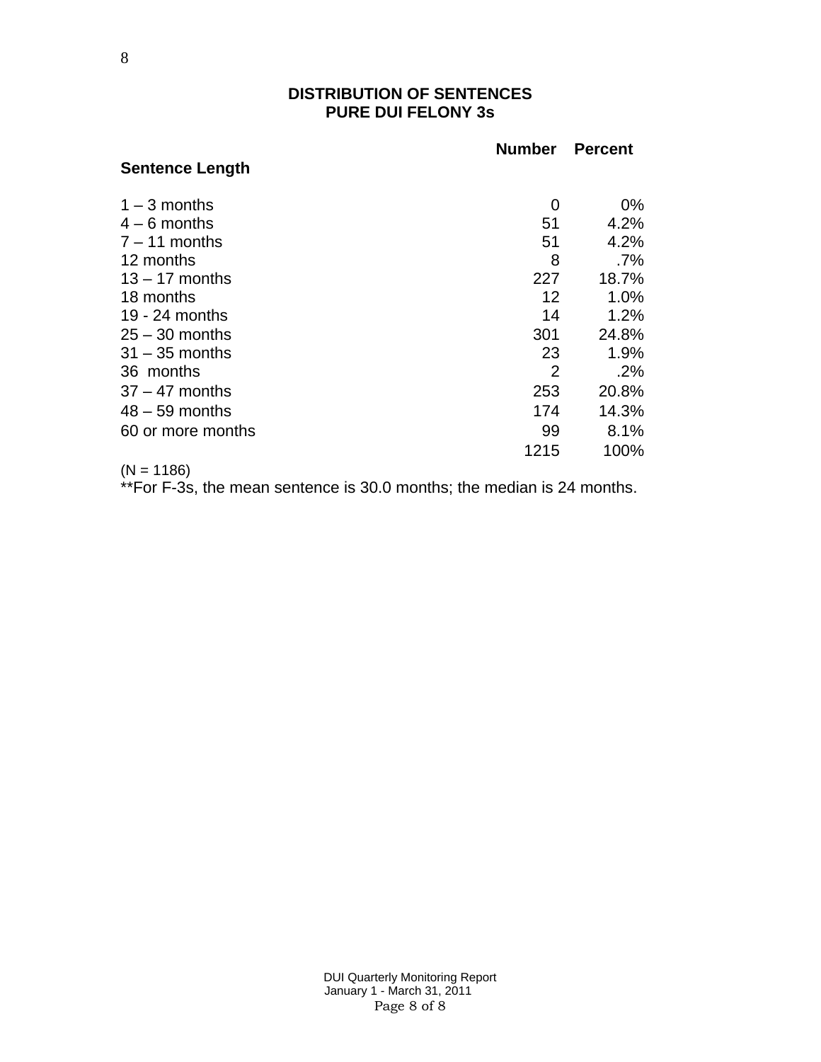## DISTRIBUTION OF SENTENCES
## PURE DUI FELONY 3s

| Sentence Length | Number | Percent |
|---|---|---|
| 1 – 3 months | 0 | 0% |
| 4 – 6 months | 51 | 4.2% |
| 7 – 11 months | 51 | 4.2% |
| 12 months | 8 | .7% |
| 13 – 17 months | 227 | 18.7% |
| 18 months | 12 | 1.0% |
| 19 - 24 months | 14 | 1.2% |
| 25 – 30 months | 301 | 24.8% |
| 31 – 35 months | 23 | 1.9% |
| 36 months | 2 | .2% |
| 37 – 47 months | 253 | 20.8% |
| 48 – 59 months | 174 | 14.3% |
| 60 or more months | 99 | 8.1% |
| | 1215 | 100% |

(N = 1186)

**For F-3s, the mean sentence is 30.0 months; the median is 24 months.